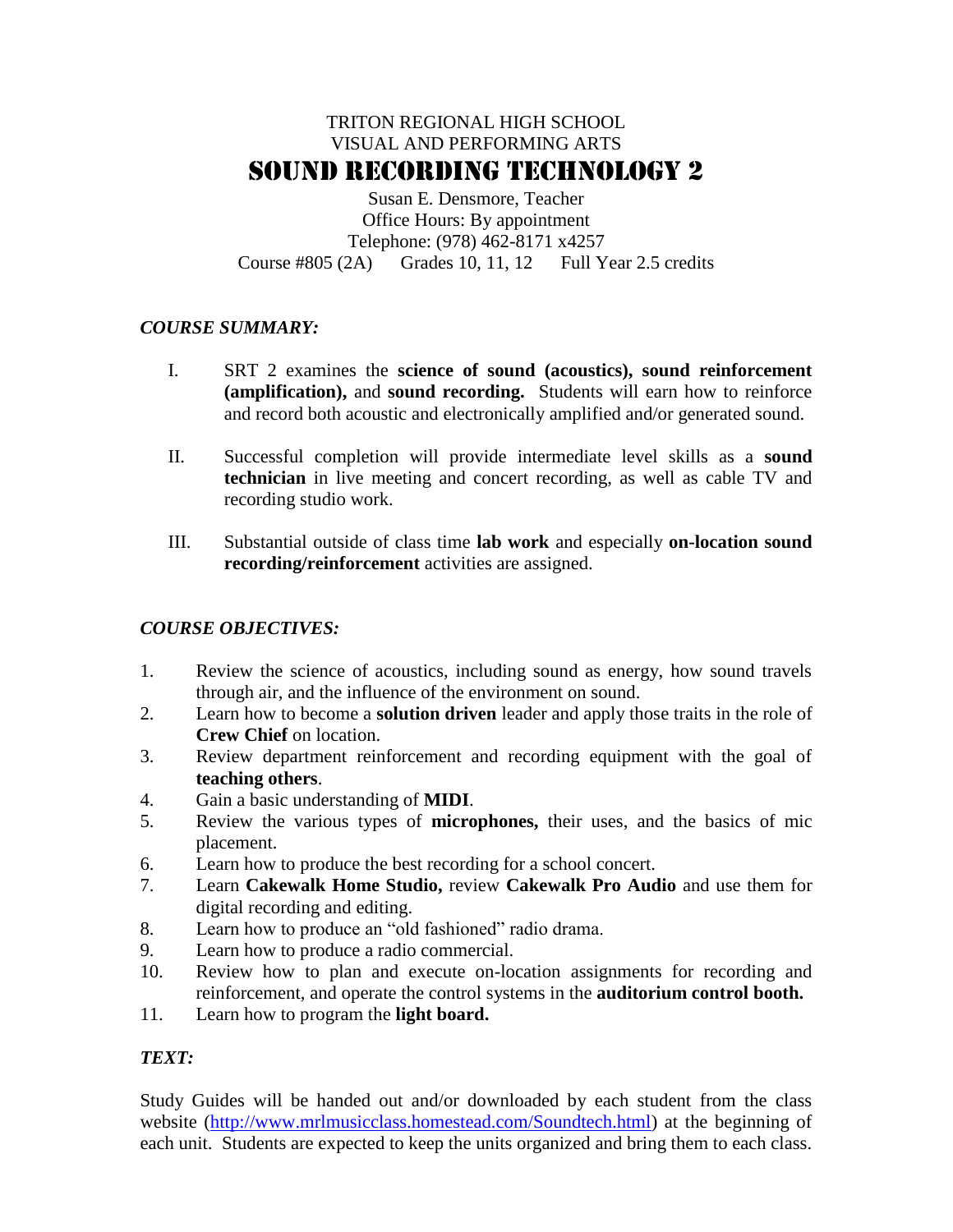TRITON REGIONAL HIGH SCHOOL

VISUAL AND PERFORMING ARTS

# SOUND RECORDING TECHNOLOGY 2

Susan E. Densmore, Teacher
Office Hours: By appointment
Telephone: (978) 462-8171 x4257
Course #805 (2A) Grades 10, 11, 12 Full Year 2.5 credits

## *COURSE SUMMARY:*

I. SRT 2 examines the **science of sound (acoustics), sound reinforcement (amplification),** and **sound recording.** Students will earn how to reinforce and record both acoustic and electronically amplified and/or generated sound.

II. Successful completion will provide intermediate level skills as a **sound technician** in live meeting and concert recording, as well as cable TV and recording studio work.

III. Substantial outside of class time **lab work** and especially **on-location sound recording/reinforcement** activities are assigned.

## *COURSE OBJECTIVES:*

1. Review the science of acoustics, including sound as energy, how sound travels through air, and the influence of the environment on sound.
2. Learn how to become a **solution driven** leader and apply those traits in the role of **Crew Chief** on location.
3. Review department reinforcement and recording equipment with the goal of **teaching others**.
4. Gain a basic understanding of **MIDI**.
5. Review the various types of **microphones,** their uses, and the basics of mic placement.
6. Learn how to produce the best recording for a school concert.
7. Learn **Cakewalk Home Studio,** review **Cakewalk Pro Audio** and use them for digital recording and editing.
8. Learn how to produce an "old fashioned" radio drama.
9. Learn how to produce a radio commercial.
10. Review how to plan and execute on-location assignments for recording and reinforcement, and operate the control systems in the **auditorium control booth.**
11. Learn how to program the **light board.**

## *TEXT:*

Study Guides will be handed out and/or downloaded by each student from the class website (http://www.mrlmusicclass.homestead.com/Soundtech.html) at the beginning of each unit. Students are expected to keep the units organized and bring them to each class.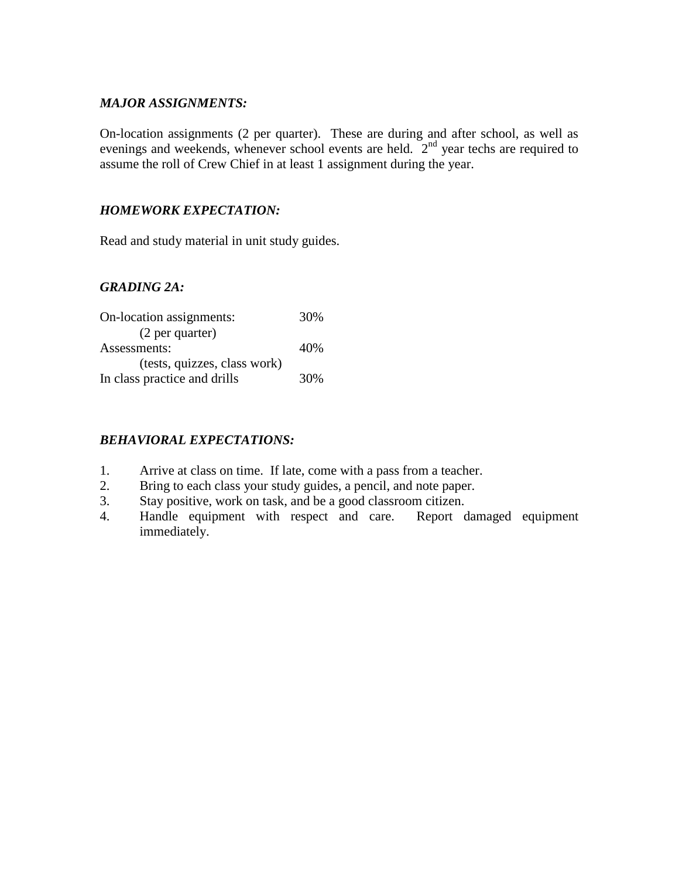***MAJOR ASSIGNMENTS:***

On-location assignments (2 per quarter). These are during and after school, as well as evenings and weekends, whenever school events are held. 2nd year techs are required to assume the roll of Crew Chief in at least 1 assignment during the year.

***HOMEWORK EXPECTATION:***

Read and study material in unit study guides.

***GRADING 2A:***

| | |
|---|---|
| On-location assignments:<br>(2 per quarter) | 30% |
| Assessments:<br>(tests, quizzes, class work) | 40% |
| In class practice and drills | 30% |

***BEHAVIORAL EXPECTATIONS:***

1. Arrive at class on time. If late, come with a pass from a teacher.
2. Bring to each class your study guides, a pencil, and note paper.
3. Stay positive, work on task, and be a good classroom citizen.
4. Handle equipment with respect and care. Report damaged equipment immediately.